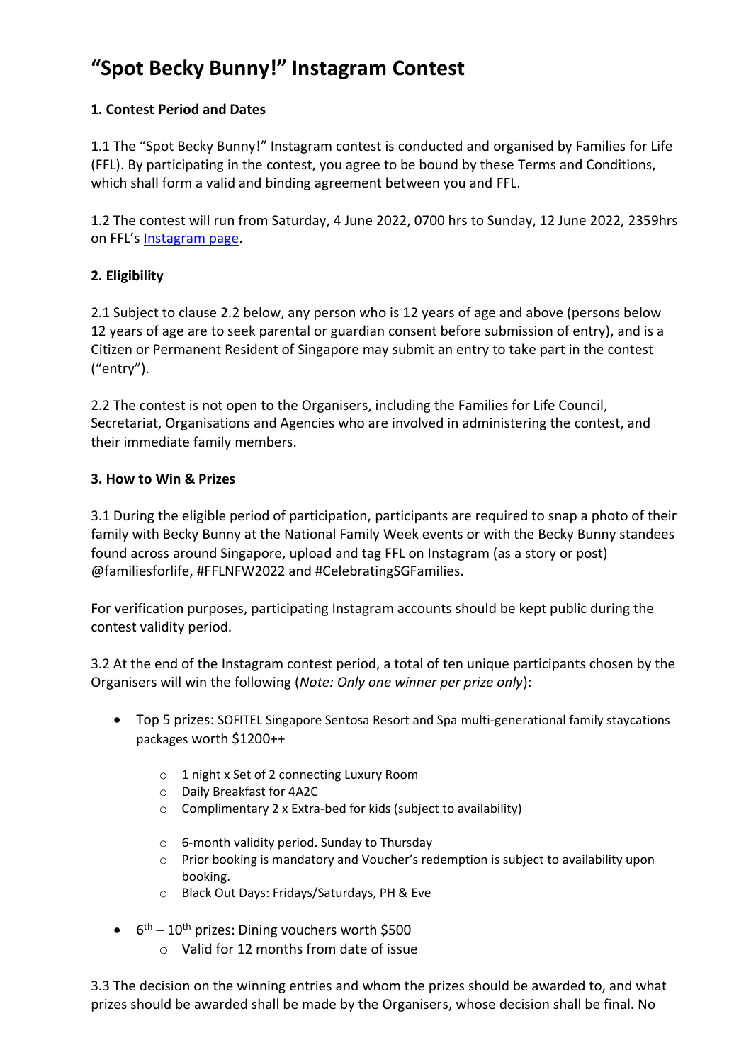# "Spot Becky Bunny!" Instagram Contest

**1. Contest Period and Dates**

1.1 The "Spot Becky Bunny!" Instagram contest is conducted and organised by Families for Life (FFL). By participating in the contest, you agree to be bound by these Terms and Conditions, which shall form a valid and binding agreement between you and FFL.

1.2 The contest will run from Saturday, 4 June 2022, 0700 hrs to Sunday, 12 June 2022, 2359hrs on FFL's Instagram page.

**2. Eligibility**

2.1 Subject to clause 2.2 below, any person who is 12 years of age and above (persons below 12 years of age are to seek parental or guardian consent before submission of entry), and is a Citizen or Permanent Resident of Singapore may submit an entry to take part in the contest ("entry").

2.2 The contest is not open to the Organisers, including the Families for Life Council, Secretariat, Organisations and Agencies who are involved in administering the contest, and their immediate family members.

**3. How to Win & Prizes**

3.1 During the eligible period of participation, participants are required to snap a photo of their family with Becky Bunny at the National Family Week events or with the Becky Bunny standees found across around Singapore, upload and tag FFL on Instagram (as a story or post) @familiesforlife, #FFLNFW2022 and #CelebratingSGFamilies.

For verification purposes, participating Instagram accounts should be kept public during the contest validity period.

3.2 At the end of the Instagram contest period, a total of ten unique participants chosen by the Organisers will win the following (*Note: Only one winner per prize only*):

- Top 5 prizes: SOFITEL Singapore Sentosa Resort and Spa multi-generational family staycations packages worth $1200++
  - 1 night x Set of 2 connecting Luxury Room
  - Daily Breakfast for 4A2C
  - Complimentary 2 x Extra-bed for kids (subject to availability)
  - 6-month validity period. Sunday to Thursday
  - Prior booking is mandatory and Voucher's redemption is subject to availability upon booking.
  - Black Out Days: Fridays/Saturdays, PH & Eve
- 6th – 10th prizes: Dining vouchers worth $500
  - Valid for 12 months from date of issue

3.3 The decision on the winning entries and whom the prizes should be awarded to, and what prizes should be awarded shall be made by the Organisers, whose decision shall be final. No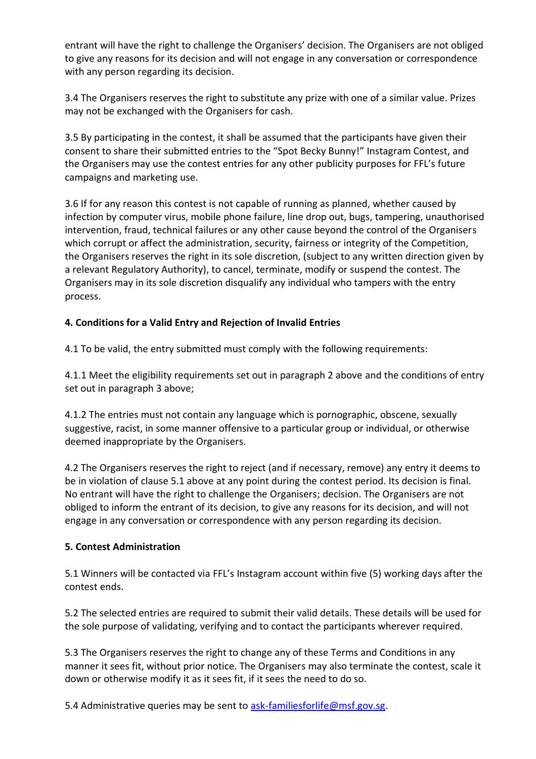entrant will have the right to challenge the Organisers' decision. The Organisers are not obliged to give any reasons for its decision and will not engage in any conversation or correspondence with any person regarding its decision.

3.4 The Organisers reserves the right to substitute any prize with one of a similar value. Prizes may not be exchanged with the Organisers for cash.

3.5 By participating in the contest, it shall be assumed that the participants have given their consent to share their submitted entries to the "Spot Becky Bunny!" Instagram Contest, and the Organisers may use the contest entries for any other publicity purposes for FFL's future campaigns and marketing use.

3.6 If for any reason this contest is not capable of running as planned, whether caused by infection by computer virus, mobile phone failure, line drop out, bugs, tampering, unauthorised intervention, fraud, technical failures or any other cause beyond the control of the Organisers which corrupt or affect the administration, security, fairness or integrity of the Competition, the Organisers reserves the right in its sole discretion, (subject to any written direction given by a relevant Regulatory Authority), to cancel, terminate, modify or suspend the contest. The Organisers may in its sole discretion disqualify any individual who tampers with the entry process.

**4. Conditions for a Valid Entry and Rejection of Invalid Entries**

4.1 To be valid, the entry submitted must comply with the following requirements:

4.1.1 Meet the eligibility requirements set out in paragraph 2 above and the conditions of entry set out in paragraph 3 above;

4.1.2 The entries must not contain any language which is pornographic, obscene, sexually suggestive, racist, in some manner offensive to a particular group or individual, or otherwise deemed inappropriate by the Organisers.

4.2 The Organisers reserves the right to reject (and if necessary, remove) any entry it deems to be in violation of clause 5.1 above at any point during the contest period. Its decision is final. No entrant will have the right to challenge the Organisers; decision. The Organisers are not obliged to inform the entrant of its decision, to give any reasons for its decision, and will not engage in any conversation or correspondence with any person regarding its decision.

**5. Contest Administration**

5.1 Winners will be contacted via FFL's Instagram account within five (5) working days after the contest ends.

5.2 The selected entries are required to submit their valid details. These details will be used for the sole purpose of validating, verifying and to contact the participants wherever required.

5.3 The Organisers reserves the right to change any of these Terms and Conditions in any manner it sees fit, without prior notice. The Organisers may also terminate the contest, scale it down or otherwise modify it as it sees fit, if it sees the need to do so.

5.4 Administrative queries may be sent to [ask-familiesforlife@msf.gov.sg](mailto:ask-familiesforlife@msf.gov.sg).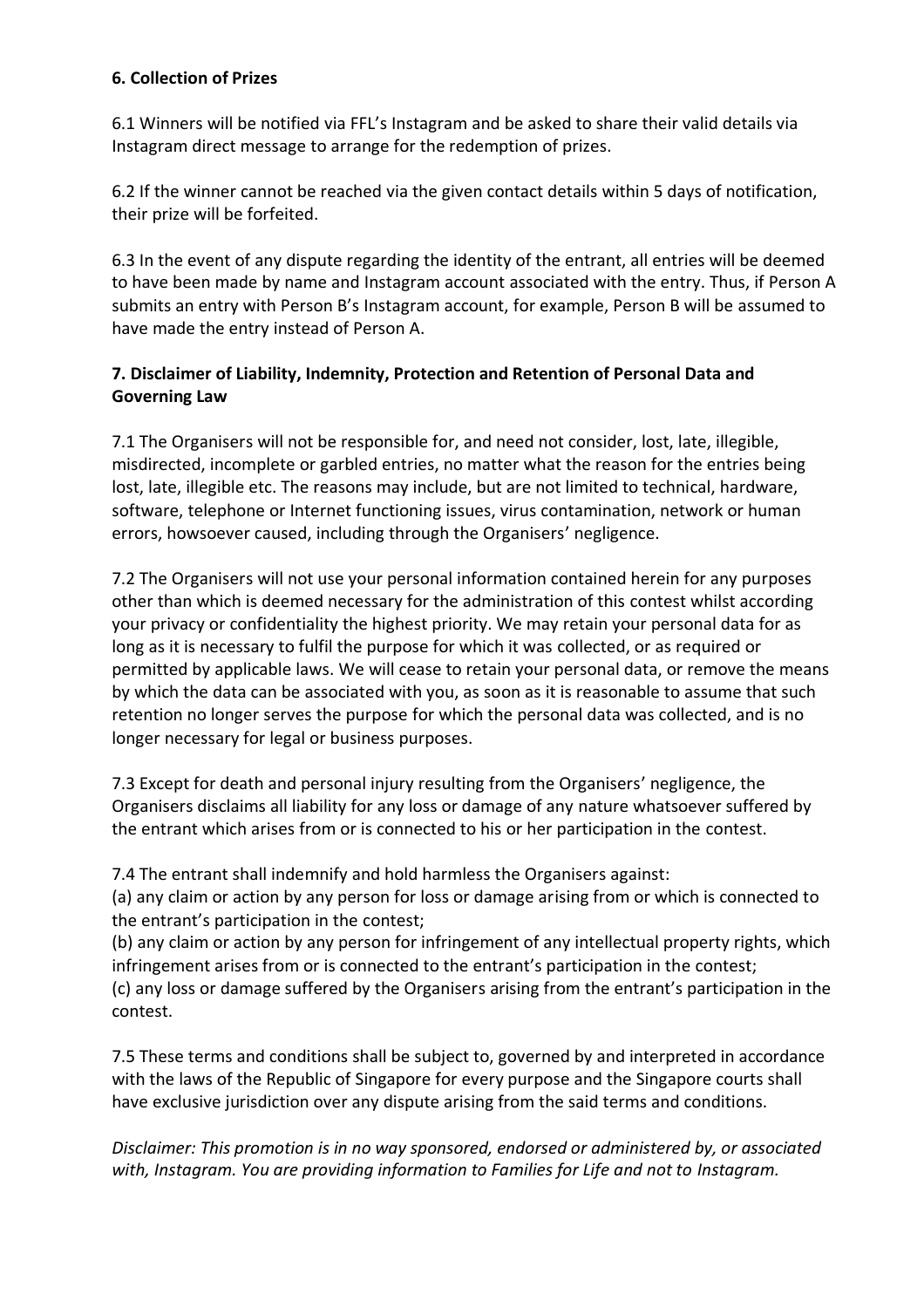**6. Collection of Prizes**

6.1 Winners will be notified via FFL's Instagram and be asked to share their valid details via Instagram direct message to arrange for the redemption of prizes.

6.2 If the winner cannot be reached via the given contact details within 5 days of notification, their prize will be forfeited.

6.3 In the event of any dispute regarding the identity of the entrant, all entries will be deemed to have been made by name and Instagram account associated with the entry. Thus, if Person A submits an entry with Person B's Instagram account, for example, Person B will be assumed to have made the entry instead of Person A.

**7. Disclaimer of Liability, Indemnity, Protection and Retention of Personal Data and Governing Law**

7.1 The Organisers will not be responsible for, and need not consider, lost, late, illegible, misdirected, incomplete or garbled entries, no matter what the reason for the entries being lost, late, illegible etc. The reasons may include, but are not limited to technical, hardware, software, telephone or Internet functioning issues, virus contamination, network or human errors, howsoever caused, including through the Organisers' negligence.

7.2 The Organisers will not use your personal information contained herein for any purposes other than which is deemed necessary for the administration of this contest whilst according your privacy or confidentiality the highest priority. We may retain your personal data for as long as it is necessary to fulfil the purpose for which it was collected, or as required or permitted by applicable laws. We will cease to retain your personal data, or remove the means by which the data can be associated with you, as soon as it is reasonable to assume that such retention no longer serves the purpose for which the personal data was collected, and is no longer necessary for legal or business purposes.

7.3 Except for death and personal injury resulting from the Organisers' negligence, the Organisers disclaims all liability for any loss or damage of any nature whatsoever suffered by the entrant which arises from or is connected to his or her participation in the contest.

7.4 The entrant shall indemnify and hold harmless the Organisers against:
(a) any claim or action by any person for loss or damage arising from or which is connected to the entrant's participation in the contest;
(b) any claim or action by any person for infringement of any intellectual property rights, which infringement arises from or is connected to the entrant's participation in the contest;
(c) any loss or damage suffered by the Organisers arising from the entrant's participation in the contest.

7.5 These terms and conditions shall be subject to, governed by and interpreted in accordance with the laws of the Republic of Singapore for every purpose and the Singapore courts shall have exclusive jurisdiction over any dispute arising from the said terms and conditions.

*Disclaimer: This promotion is in no way sponsored, endorsed or administered by, or associated with, Instagram. You are providing information to Families for Life and not to Instagram.*